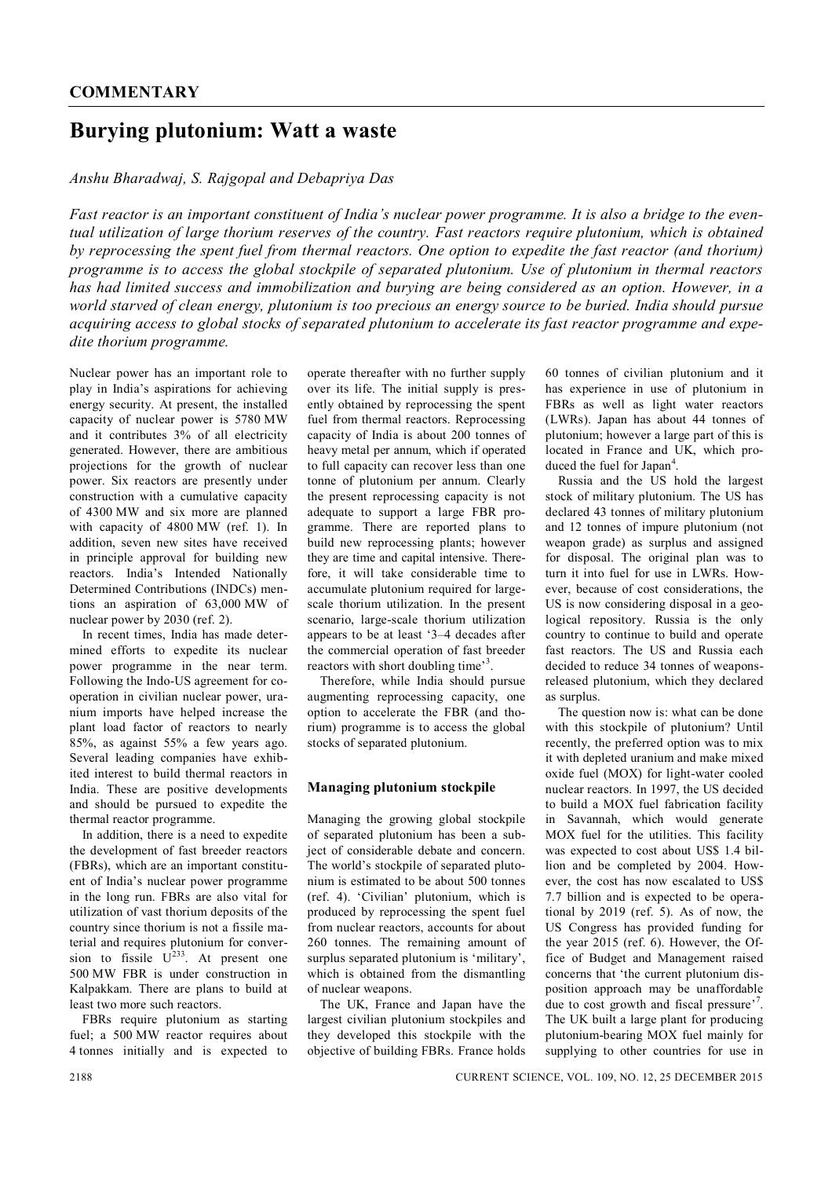**COMMENTARY**

# Burying plutonium: Watt a waste

*Anshu Bharadwaj, S. Rajgopal and Debapriya Das*

*Fast reactor is an important constituent of India's nuclear power programme. It is also a bridge to the eventual utilization of large thorium reserves of the country. Fast reactors require plutonium, which is obtained by reprocessing the spent fuel from thermal reactors. One option to expedite the fast reactor (and thorium) programme is to access the global stockpile of separated plutonium. Use of plutonium in thermal reactors has had limited success and immobilization and burying are being considered as an option. However, in a world starved of clean energy, plutonium is too precious an energy source to be buried. India should pursue acquiring access to global stocks of separated plutonium to accelerate its fast reactor programme and expedite thorium programme.*

Nuclear power has an important role to play in India's aspirations for achieving energy security. At present, the installed capacity of nuclear power is 5780 MW and it contributes 3% of all electricity generated. However, there are ambitious projections for the growth of nuclear power. Six reactors are presently under construction with a cumulative capacity of 4300 MW and six more are planned with capacity of 4800 MW (ref. 1). In addition, seven new sites have received in principle approval for building new reactors. India's Intended Nationally Determined Contributions (INDCs) mentions an aspiration of 63,000 MW of nuclear power by 2030 (ref. 2).

In recent times, India has made determined efforts to expedite its nuclear power programme in the near term. Following the Indo-US agreement for cooperation in civilian nuclear power, uranium imports have helped increase the plant load factor of reactors to nearly 85%, as against 55% a few years ago. Several leading companies have exhibited interest to build thermal reactors in India. These are positive developments and should be pursued to expedite the thermal reactor programme.

In addition, there is a need to expedite the development of fast breeder reactors (FBRs), which are an important constituent of India's nuclear power programme in the long run. FBRs are also vital for utilization of vast thorium deposits of the country since thorium is not a fissile material and requires plutonium for conversion to fissile $U^{233}$. At present one 500 MW FBR is under construction in Kalpakkam. There are plans to build at least two more such reactors.

FBRs require plutonium as starting fuel; a 500 MW reactor requires about 4 tonnes initially and is expected to operate thereafter with no further supply over its life. The initial supply is presently obtained by reprocessing the spent fuel from thermal reactors. Reprocessing capacity of India is about 200 tonnes of heavy metal per annum, which if operated to full capacity can recover less than one tonne of plutonium per annum. Clearly the present reprocessing capacity is not adequate to support a large FBR programme. There are reported plans to build new reprocessing plants; however they are time and capital intensive. Therefore, it will take considerable time to accumulate plutonium required for large-scale thorium utilization. In the present scenario, large-scale thorium utilization appears to be at least '3–4 decades after the commercial operation of fast breeder reactors with short doubling time'[3].

Therefore, while India should pursue augmenting reprocessing capacity, one option to accelerate the FBR (and thorium) programme is to access the global stocks of separated plutonium.

### Managing plutonium stockpile

Managing the growing global stockpile of separated plutonium has been a subject of considerable debate and concern. The world's stockpile of separated plutonium is estimated to be about 500 tonnes (ref. 4). 'Civilian' plutonium, which is produced by reprocessing the spent fuel from nuclear reactors, accounts for about 260 tonnes. The remaining amount of surplus separated plutonium is 'military', which is obtained from the dismantling of nuclear weapons.

The UK, France and Japan have the largest civilian plutonium stockpiles and they developed this stockpile with the objective of building FBRs. France holds 60 tonnes of civilian plutonium and it has experience in use of plutonium in FBRs as well as light water reactors (LWRs). Japan has about 44 tonnes of plutonium; however a large part of this is located in France and UK, which produced the fuel for Japan[4].

Russia and the US hold the largest stock of military plutonium. The US has declared 43 tonnes of military plutonium and 12 tonnes of impure plutonium (not weapon grade) as surplus and assigned for disposal. The original plan was to turn it into fuel for use in LWRs. However, because of cost considerations, the US is now considering disposal in a geological repository. Russia is the only country to continue to build and operate fast reactors. The US and Russia each decided to reduce 34 tonnes of weapons-released plutonium, which they declared as surplus.

The question now is: what can be done with this stockpile of plutonium? Until recently, the preferred option was to mix it with depleted uranium and make mixed oxide fuel (MOX) for light-water cooled nuclear reactors. In 1997, the US decided to build a MOX fuel fabrication facility in Savannah, which would generate MOX fuel for the utilities. This facility was expected to cost about US$ 1.4 billion and be completed by 2004. However, the cost has now escalated to US$ 7.7 billion and is expected to be operational by 2019 (ref. 5). As of now, the US Congress has provided funding for the year 2015 (ref. 6). However, the Office of Budget and Management raised concerns that 'the current plutonium disposition approach may be unaffordable due to cost growth and fiscal pressure'[7]. The UK built a large plant for producing plutonium-bearing MOX fuel mainly for supplying to other countries for use in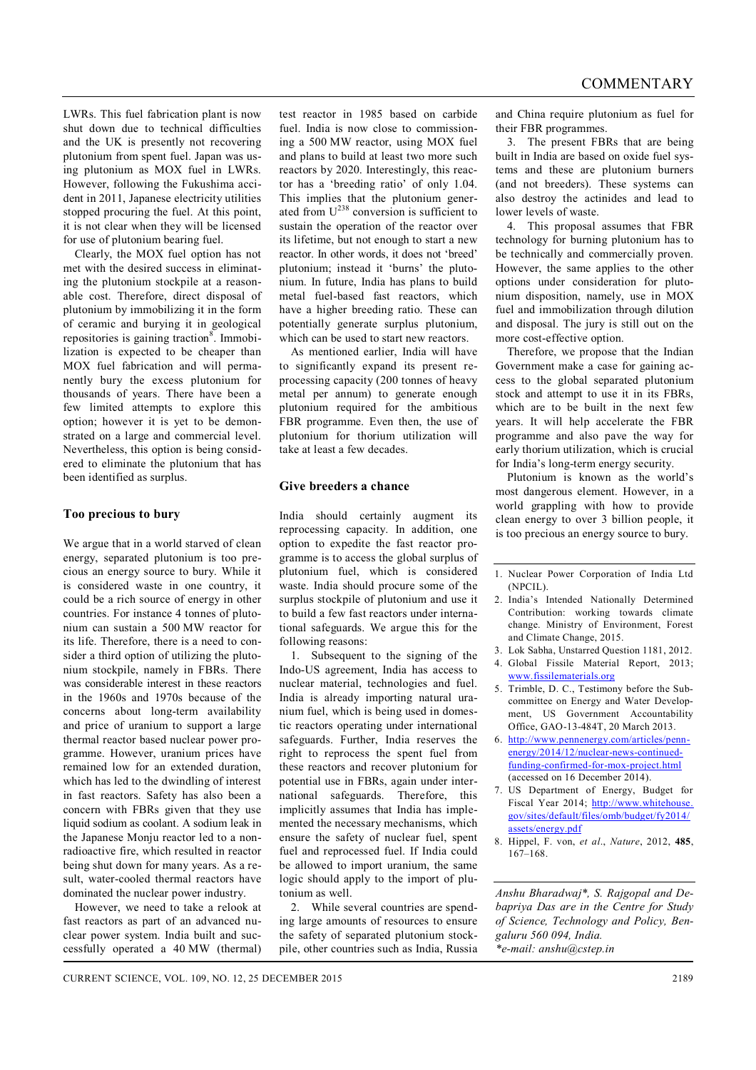LWRs. This fuel fabrication plant is now shut down due to technical difficulties and the UK is presently not recovering plutonium from spent fuel. Japan was using plutonium as MOX fuel in LWRs. However, following the Fukushima accident in 2011, Japanese electricity utilities stopped procuring the fuel. At this point, it is not clear when they will be licensed for use of plutonium bearing fuel.

Clearly, the MOX fuel option has not met with the desired success in eliminating the plutonium stockpile at a reasonable cost. Therefore, direct disposal of plutonium by immobilizing it in the form of ceramic and burying it in geological repositories is gaining traction[8]. Immobilization is expected to be cheaper than MOX fuel fabrication and will permanently bury the excess plutonium for thousands of years. There have been a few limited attempts to explore this option; however it is yet to be demonstrated on a large and commercial level. Nevertheless, this option is being considered to eliminate the plutonium that has been identified as surplus.

## Too precious to bury

We argue that in a world starved of clean energy, separated plutonium is too precious an energy source to bury. While it is considered waste in one country, it could be a rich source of energy in other countries. For instance 4 tonnes of plutonium can sustain a 500 MW reactor for its life. Therefore, there is a need to consider a third option of utilizing the plutonium stockpile, namely in FBRs. There was considerable interest in these reactors in the 1960s and 1970s because of the concerns about long-term availability and price of uranium to support a large thermal reactor based nuclear power programme. However, uranium prices have remained low for an extended duration, which has led to the dwindling of interest in fast reactors. Safety has also been a concern with FBRs given that they use liquid sodium as coolant. A sodium leak in the Japanese Monju reactor led to a non-radioactive fire, which resulted in reactor being shut down for many years. As a result, water-cooled thermal reactors have dominated the nuclear power industry.

However, we need to take a relook at fast reactors as part of an advanced nuclear power system. India built and successfully operated a 40 MW (thermal) test reactor in 1985 based on carbide fuel. India is now close to commissioning a 500 MW reactor, using MOX fuel and plans to build at least two more such reactors by 2020. Interestingly, this reactor has a 'breeding ratio' of only 1.04. This implies that the plutonium generated from $U^{238}$ conversion is sufficient to sustain the operation of the reactor over its lifetime, but not enough to start a new reactor. In other words, it does not 'breed' plutonium; instead it 'burns' the plutonium. In future, India has plans to build metal fuel-based fast reactors, which have a higher breeding ratio. These can potentially generate surplus plutonium, which can be used to start new reactors.

As mentioned earlier, India will have to significantly expand its present reprocessing capacity (200 tonnes of heavy metal per annum) to generate enough plutonium required for the ambitious FBR programme. Even then, the use of plutonium for thorium utilization will take at least a few decades.

## Give breeders a chance

India should certainly augment its reprocessing capacity. In addition, one option to expedite the fast reactor programme is to access the global surplus of plutonium fuel, which is considered waste. India should procure some of the surplus stockpile of plutonium and use it to build a few fast reactors under international safeguards. We argue this for the following reasons:

1. Subsequent to the signing of the Indo-US agreement, India has access to nuclear material, technologies and fuel. India is already importing natural uranium fuel, which is being used in domestic reactors operating under international safeguards. Further, India reserves the right to reprocess the spent fuel from these reactors and recover plutonium for potential use in FBRs, again under international safeguards. Therefore, this implicitly assumes that India has implemented the necessary mechanisms, which ensure the safety of nuclear fuel, spent fuel and reprocessed fuel. If India could be allowed to import uranium, the same logic should apply to the import of plutonium as well.

2. While several countries are spending large amounts of resources to ensure the safety of separated plutonium stockpile, other countries such as India, Russia and China require plutonium as fuel for their FBR programmes.

3. The present FBRs that are being built in India are based on oxide fuel systems and these are plutonium burners (and not breeders). These systems can also destroy the actinides and lead to lower levels of waste.

4. This proposal assumes that FBR technology for burning plutonium has to be technically and commercially proven. However, the same applies to the other options under consideration for plutonium disposition, namely, use in MOX fuel and immobilization through dilution and disposal. The jury is still out on the more cost-effective option.

Therefore, we propose that the Indian Government make a case for gaining access to the global separated plutonium stock and attempt to use it in its FBRs, which are to be built in the next few years. It will help accelerate the FBR programme and also pave the way for early thorium utilization, which is crucial for India's long-term energy security.

Plutonium is known as the world's most dangerous element. However, in a world grappling with how to provide clean energy to over 3 billion people, it is too precious an energy source to bury.

---

1. Nuclear Power Corporation of India Ltd (NPCIL).
2. India's Intended Nationally Determined Contribution: working towards climate change. Ministry of Environment, Forest and Climate Change, 2015.
3. Lok Sabha, Unstarred Question 1181, 2012.
4. Global Fissile Material Report, 2013; www.fissilematerials.org
5. Trimble, D. C., Testimony before the Subcommittee on Energy and Water Development, US Government Accountability Office, GAO-13-484T, 20 March 2013.
6. http://www.pennenergy.com/articles/pennenergy/2014/12/nuclear-news-continued-funding-confirmed-for-mox-project.html (accessed on 16 December 2014).
7. US Department of Energy, Budget for Fiscal Year 2014; http://www.whitehouse.gov/sites/default/files/omb/budget/fy2014/assets/energy.pdf
8. Hippel, F. von, *et al*., *Nature*, 2012, **485**, 167–168.

---

*Anshu Bharadwaj\*, S. Rajgopal and Debapriya Das are in the Centre for Study of Science, Technology and Policy, Bengaluru 560 094, India.*
*\*e-mail: anshu@cstep.in*